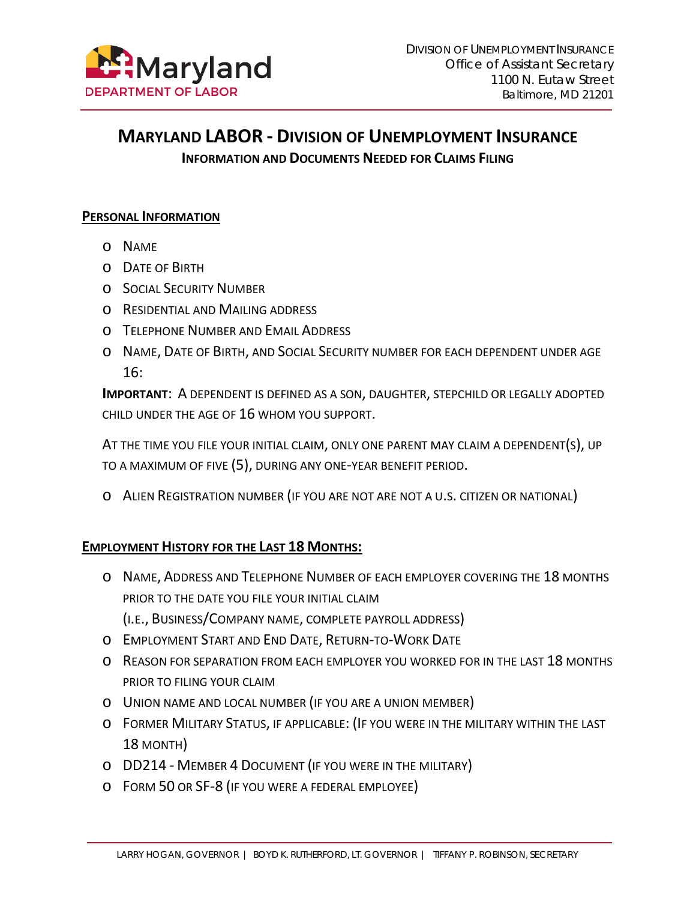Maryland
DEPARTMENT OF LABOR

DIVISION OF UNEMPLOYMENT INSURANCE
Office of Assistant Secretary
1100 N. Eutaw Street
Baltimore, MD 21201

# MARYLAND LABOR - DIVISION OF UNEMPLOYMENT INSURANCE

## INFORMATION AND DOCUMENTS NEEDED FOR CLAIMS FILING

### PERSONAL INFORMATION

- NAME
- DATE OF BIRTH
- SOCIAL SECURITY NUMBER
- RESIDENTIAL AND MAILING ADDRESS
- TELEPHONE NUMBER AND EMAIL ADDRESS
- NAME, DATE OF BIRTH, AND SOCIAL SECURITY NUMBER FOR EACH DEPENDENT UNDER AGE 16:

  **IMPORTANT**: A DEPENDENT IS DEFINED AS A SON, DAUGHTER, STEPCHILD OR LEGALLY ADOPTED CHILD UNDER THE AGE OF 16 WHOM YOU SUPPORT.

  AT THE TIME YOU FILE YOUR INITIAL CLAIM, ONLY ONE PARENT MAY CLAIM A DEPENDENT(S), UP TO A MAXIMUM OF FIVE (5), DURING ANY ONE-YEAR BENEFIT PERIOD.

- ALIEN REGISTRATION NUMBER (IF YOU ARE NOT ARE NOT A U.S. CITIZEN OR NATIONAL)

### EMPLOYMENT HISTORY FOR THE LAST 18 MONTHS:

- NAME, ADDRESS AND TELEPHONE NUMBER OF EACH EMPLOYER COVERING THE 18 MONTHS PRIOR TO THE DATE YOU FILE YOUR INITIAL CLAIM (I.E., BUSINESS/COMPANY NAME, COMPLETE PAYROLL ADDRESS)
- EMPLOYMENT START AND END DATE, RETURN-TO-WORK DATE
- REASON FOR SEPARATION FROM EACH EMPLOYER YOU WORKED FOR IN THE LAST 18 MONTHS PRIOR TO FILING YOUR CLAIM
- UNION NAME AND LOCAL NUMBER (IF YOU ARE A UNION MEMBER)
- FORMER MILITARY STATUS, IF APPLICABLE: (IF YOU WERE IN THE MILITARY WITHIN THE LAST 18 MONTH)
- DD214 - MEMBER 4 DOCUMENT (IF YOU WERE IN THE MILITARY)
- FORM 50 OR SF-8 (IF YOU WERE A FEDERAL EMPLOYEE)

LARRY HOGAN, GOVERNOR | BOYD K. RUTHERFORD, LT. GOVERNOR | TIFFANY P. ROBINSON, SECRETARY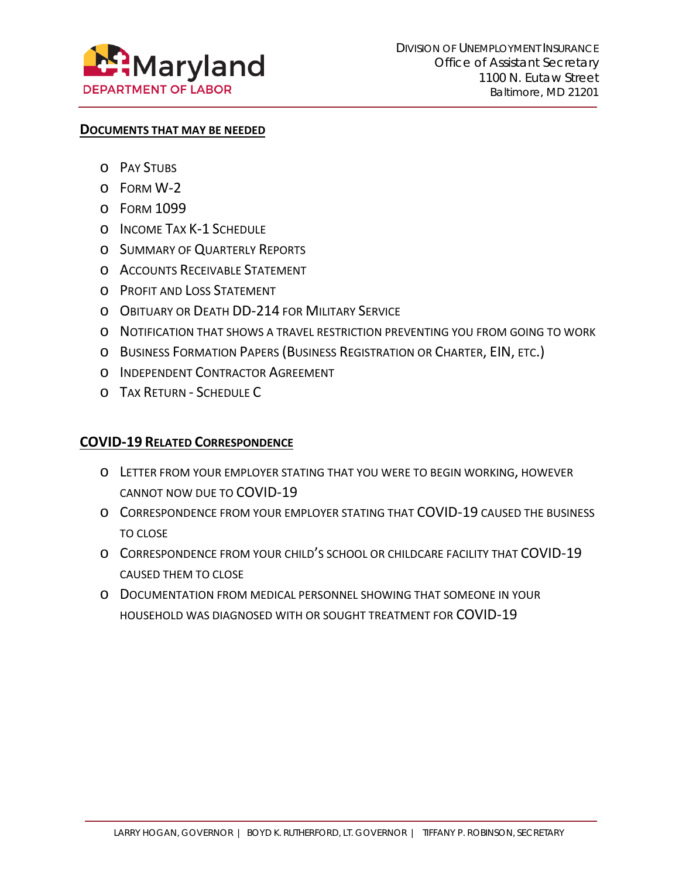## Documents that may be needed

- Pay Stubs
- Form W-2
- Form 1099
- Income Tax K-1 Schedule
- Summary of Quarterly Reports
- Accounts Receivable Statement
- Profit and Loss Statement
- Obituary or Death DD-214 for Military Service
- Notification that shows a travel restriction preventing you from going to work
- Business Formation Papers (Business Registration or Charter, EIN, etc.)
- Independent Contractor Agreement
- Tax Return - Schedule C

## COVID-19 Related Correspondence

- Letter from your employer stating that you were to begin working, however cannot now due to COVID-19
- Correspondence from your employer stating that COVID-19 caused the business to close
- Correspondence from your child's school or childcare facility that COVID-19 caused them to close
- Documentation from medical personnel showing that someone in your household was diagnosed with or sought treatment for COVID-19